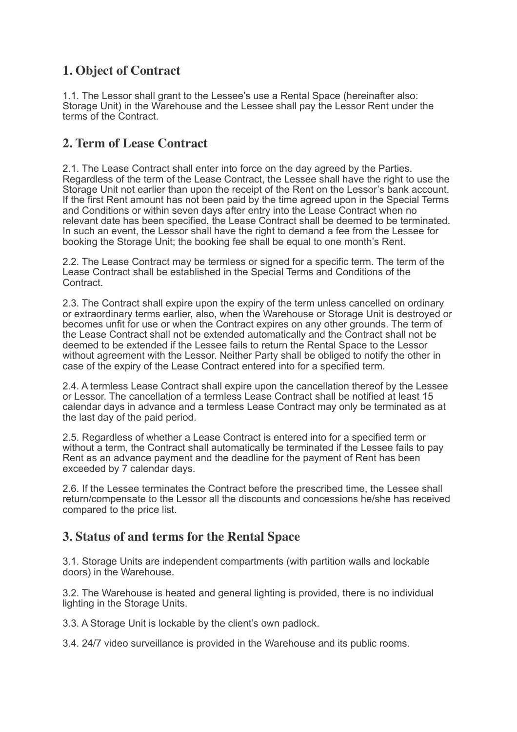## 1. Object of Contract

1.1. The Lessor shall grant to the Lessee's use a Rental Space (hereinafter also: Storage Unit) in the Warehouse and the Lessee shall pay the Lessor Rent under the terms of the Contract.

## 2. Term of Lease Contract

2.1. The Lease Contract shall enter into force on the day agreed by the Parties. Regardless of the term of the Lease Contract, the Lessee shall have the right to use the Storage Unit not earlier than upon the receipt of the Rent on the Lessor's bank account. If the first Rent amount has not been paid by the time agreed upon in the Special Terms and Conditions or within seven days after entry into the Lease Contract when no relevant date has been specified, the Lease Contract shall be deemed to be terminated. In such an event, the Lessor shall have the right to demand a fee from the Lessee for booking the Storage Unit; the booking fee shall be equal to one month's Rent.

2.2. The Lease Contract may be termless or signed for a specific term. The term of the Lease Contract shall be established in the Special Terms and Conditions of the Contract.

2.3. The Contract shall expire upon the expiry of the term unless cancelled on ordinary or extraordinary terms earlier, also, when the Warehouse or Storage Unit is destroyed or becomes unfit for use or when the Contract expires on any other grounds. The term of the Lease Contract shall not be extended automatically and the Contract shall not be deemed to be extended if the Lessee fails to return the Rental Space to the Lessor without agreement with the Lessor. Neither Party shall be obliged to notify the other in case of the expiry of the Lease Contract entered into for a specified term.

2.4. A termless Lease Contract shall expire upon the cancellation thereof by the Lessee or Lessor. The cancellation of a termless Lease Contract shall be notified at least 15 calendar days in advance and a termless Lease Contract may only be terminated as at the last day of the paid period.

2.5. Regardless of whether a Lease Contract is entered into for a specified term or without a term, the Contract shall automatically be terminated if the Lessee fails to pay Rent as an advance payment and the deadline for the payment of Rent has been exceeded by 7 calendar days.

2.6. If the Lessee terminates the Contract before the prescribed time, the Lessee shall return/compensate to the Lessor all the discounts and concessions he/she has received compared to the price list.

## 3. Status of and terms for the Rental Space

3.1. Storage Units are independent compartments (with partition walls and lockable doors) in the Warehouse.

3.2. The Warehouse is heated and general lighting is provided, there is no individual lighting in the Storage Units.

3.3. A Storage Unit is lockable by the client's own padlock.

3.4. 24/7 video surveillance is provided in the Warehouse and its public rooms.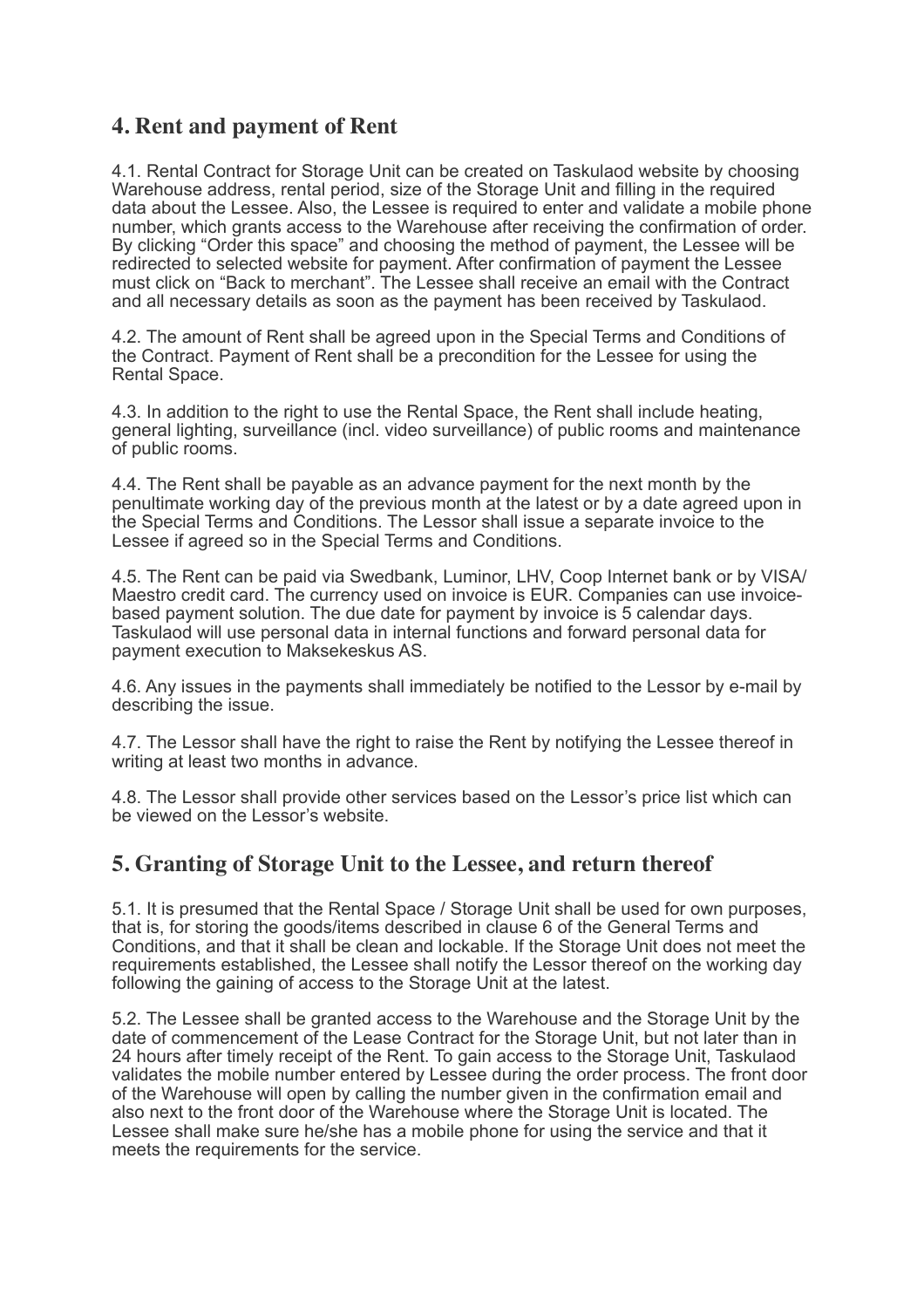## 4. Rent and payment of Rent

4.1. Rental Contract for Storage Unit can be created on Taskulaod website by choosing Warehouse address, rental period, size of the Storage Unit and filling in the required data about the Lessee. Also, the Lessee is required to enter and validate a mobile phone number, which grants access to the Warehouse after receiving the confirmation of order. By clicking "Order this space" and choosing the method of payment, the Lessee will be redirected to selected website for payment. After confirmation of payment the Lessee must click on "Back to merchant". The Lessee shall receive an email with the Contract and all necessary details as soon as the payment has been received by Taskulaod.

4.2. The amount of Rent shall be agreed upon in the Special Terms and Conditions of the Contract. Payment of Rent shall be a precondition for the Lessee for using the Rental Space.

4.3. In addition to the right to use the Rental Space, the Rent shall include heating, general lighting, surveillance (incl. video surveillance) of public rooms and maintenance of public rooms.

4.4. The Rent shall be payable as an advance payment for the next month by the penultimate working day of the previous month at the latest or by a date agreed upon in the Special Terms and Conditions. The Lessor shall issue a separate invoice to the Lessee if agreed so in the Special Terms and Conditions.

4.5. The Rent can be paid via Swedbank, Luminor, LHV, Coop Internet bank or by VISA/Maestro credit card. The currency used on invoice is EUR. Companies can use invoice-based payment solution. The due date for payment by invoice is 5 calendar days. Taskulaod will use personal data in internal functions and forward personal data for payment execution to Maksekeskus AS.

4.6. Any issues in the payments shall immediately be notified to the Lessor by e-mail by describing the issue.

4.7. The Lessor shall have the right to raise the Rent by notifying the Lessee thereof in writing at least two months in advance.

4.8. The Lessor shall provide other services based on the Lessor's price list which can be viewed on the Lessor's website.

## 5. Granting of Storage Unit to the Lessee, and return thereof

5.1. It is presumed that the Rental Space / Storage Unit shall be used for own purposes, that is, for storing the goods/items described in clause 6 of the General Terms and Conditions, and that it shall be clean and lockable. If the Storage Unit does not meet the requirements established, the Lessee shall notify the Lessor thereof on the working day following the gaining of access to the Storage Unit at the latest.

5.2. The Lessee shall be granted access to the Warehouse and the Storage Unit by the date of commencement of the Lease Contract for the Storage Unit, but not later than in 24 hours after timely receipt of the Rent. To gain access to the Storage Unit, Taskulaod validates the mobile number entered by Lessee during the order process. The front door of the Warehouse will open by calling the number given in the confirmation email and also next to the front door of the Warehouse where the Storage Unit is located. The Lessee shall make sure he/she has a mobile phone for using the service and that it meets the requirements for the service.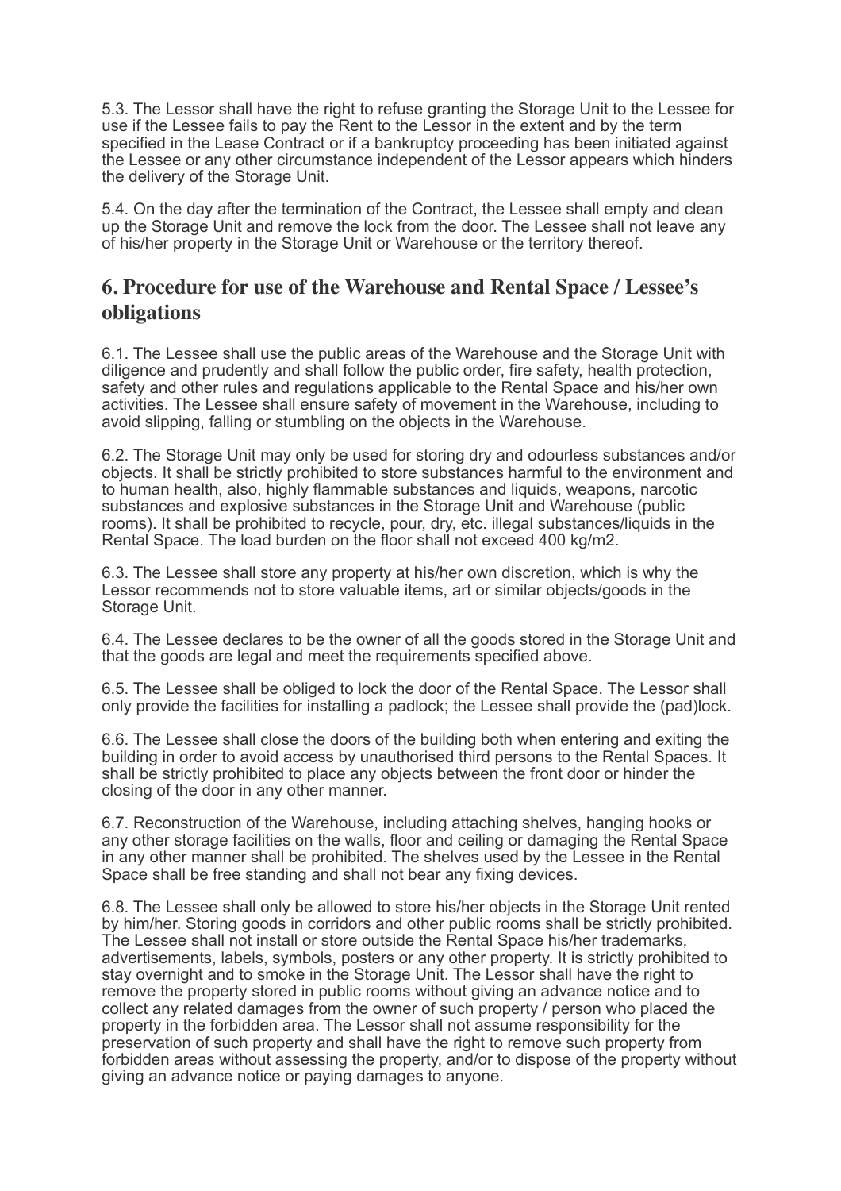5.3. The Lessor shall have the right to refuse granting the Storage Unit to the Lessee for use if the Lessee fails to pay the Rent to the Lessor in the extent and by the term specified in the Lease Contract or if a bankruptcy proceeding has been initiated against the Lessee or any other circumstance independent of the Lessor appears which hinders the delivery of the Storage Unit.

5.4. On the day after the termination of the Contract, the Lessee shall empty and clean up the Storage Unit and remove the lock from the door. The Lessee shall not leave any of his/her property in the Storage Unit or Warehouse or the territory thereof.

## 6. Procedure for use of the Warehouse and Rental Space / Lessee's obligations

6.1. The Lessee shall use the public areas of the Warehouse and the Storage Unit with diligence and prudently and shall follow the public order, fire safety, health protection, safety and other rules and regulations applicable to the Rental Space and his/her own activities. The Lessee shall ensure safety of movement in the Warehouse, including to avoid slipping, falling or stumbling on the objects in the Warehouse.

6.2. The Storage Unit may only be used for storing dry and odourless substances and/or objects. It shall be strictly prohibited to store substances harmful to the environment and to human health, also, highly flammable substances and liquids, weapons, narcotic substances and explosive substances in the Storage Unit and Warehouse (public rooms). It shall be prohibited to recycle, pour, dry, etc. illegal substances/liquids in the Rental Space. The load burden on the floor shall not exceed 400 kg/m2.

6.3. The Lessee shall store any property at his/her own discretion, which is why the Lessor recommends not to store valuable items, art or similar objects/goods in the Storage Unit.

6.4. The Lessee declares to be the owner of all the goods stored in the Storage Unit and that the goods are legal and meet the requirements specified above.

6.5. The Lessee shall be obliged to lock the door of the Rental Space. The Lessor shall only provide the facilities for installing a padlock; the Lessee shall provide the (pad)lock.

6.6. The Lessee shall close the doors of the building both when entering and exiting the building in order to avoid access by unauthorised third persons to the Rental Spaces. It shall be strictly prohibited to place any objects between the front door or hinder the closing of the door in any other manner.

6.7. Reconstruction of the Warehouse, including attaching shelves, hanging hooks or any other storage facilities on the walls, floor and ceiling or damaging the Rental Space in any other manner shall be prohibited. The shelves used by the Lessee in the Rental Space shall be free standing and shall not bear any fixing devices.

6.8. The Lessee shall only be allowed to store his/her objects in the Storage Unit rented by him/her. Storing goods in corridors and other public rooms shall be strictly prohibited. The Lessee shall not install or store outside the Rental Space his/her trademarks, advertisements, labels, symbols, posters or any other property. It is strictly prohibited to stay overnight and to smoke in the Storage Unit. The Lessor shall have the right to remove the property stored in public rooms without giving an advance notice and to collect any related damages from the owner of such property / person who placed the property in the forbidden area. The Lessor shall not assume responsibility for the preservation of such property and shall have the right to remove such property from forbidden areas without assessing the property, and/or to dispose of the property without giving an advance notice or paying damages to anyone.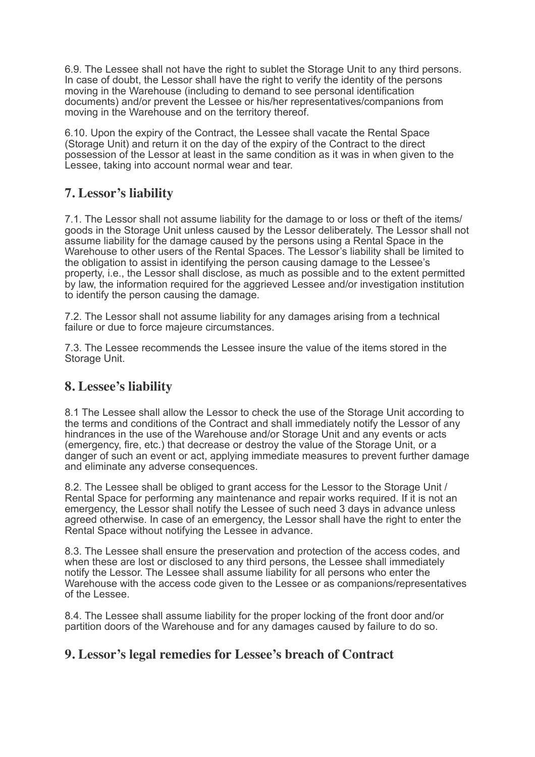6.9. The Lessee shall not have the right to sublet the Storage Unit to any third persons. In case of doubt, the Lessor shall have the right to verify the identity of the persons moving in the Warehouse (including to demand to see personal identification documents) and/or prevent the Lessee or his/her representatives/companions from moving in the Warehouse and on the territory thereof.

6.10. Upon the expiry of the Contract, the Lessee shall vacate the Rental Space (Storage Unit) and return it on the day of the expiry of the Contract to the direct possession of the Lessor at least in the same condition as it was in when given to the Lessee, taking into account normal wear and tear.

## 7. Lessor's liability

7.1. The Lessor shall not assume liability for the damage to or loss or theft of the items/ goods in the Storage Unit unless caused by the Lessor deliberately. The Lessor shall not assume liability for the damage caused by the persons using a Rental Space in the Warehouse to other users of the Rental Spaces. The Lessor's liability shall be limited to the obligation to assist in identifying the person causing damage to the Lessee's property, i.e., the Lessor shall disclose, as much as possible and to the extent permitted by law, the information required for the aggrieved Lessee and/or investigation institution to identify the person causing the damage.

7.2. The Lessor shall not assume liability for any damages arising from a technical failure or due to force majeure circumstances.

7.3. The Lessee recommends the Lessee insure the value of the items stored in the Storage Unit.

## 8. Lessee's liability

8.1 The Lessee shall allow the Lessor to check the use of the Storage Unit according to the terms and conditions of the Contract and shall immediately notify the Lessor of any hindrances in the use of the Warehouse and/or Storage Unit and any events or acts (emergency, fire, etc.) that decrease or destroy the value of the Storage Unit, or a danger of such an event or act, applying immediate measures to prevent further damage and eliminate any adverse consequences.

8.2. The Lessee shall be obliged to grant access for the Lessor to the Storage Unit / Rental Space for performing any maintenance and repair works required. If it is not an emergency, the Lessor shall notify the Lessee of such need 3 days in advance unless agreed otherwise. In case of an emergency, the Lessor shall have the right to enter the Rental Space without notifying the Lessee in advance.

8.3. The Lessee shall ensure the preservation and protection of the access codes, and when these are lost or disclosed to any third persons, the Lessee shall immediately notify the Lessor. The Lessee shall assume liability for all persons who enter the Warehouse with the access code given to the Lessee or as companions/representatives of the Lessee.

8.4. The Lessee shall assume liability for the proper locking of the front door and/or partition doors of the Warehouse and for any damages caused by failure to do so.

## 9. Lessor's legal remedies for Lessee's breach of Contract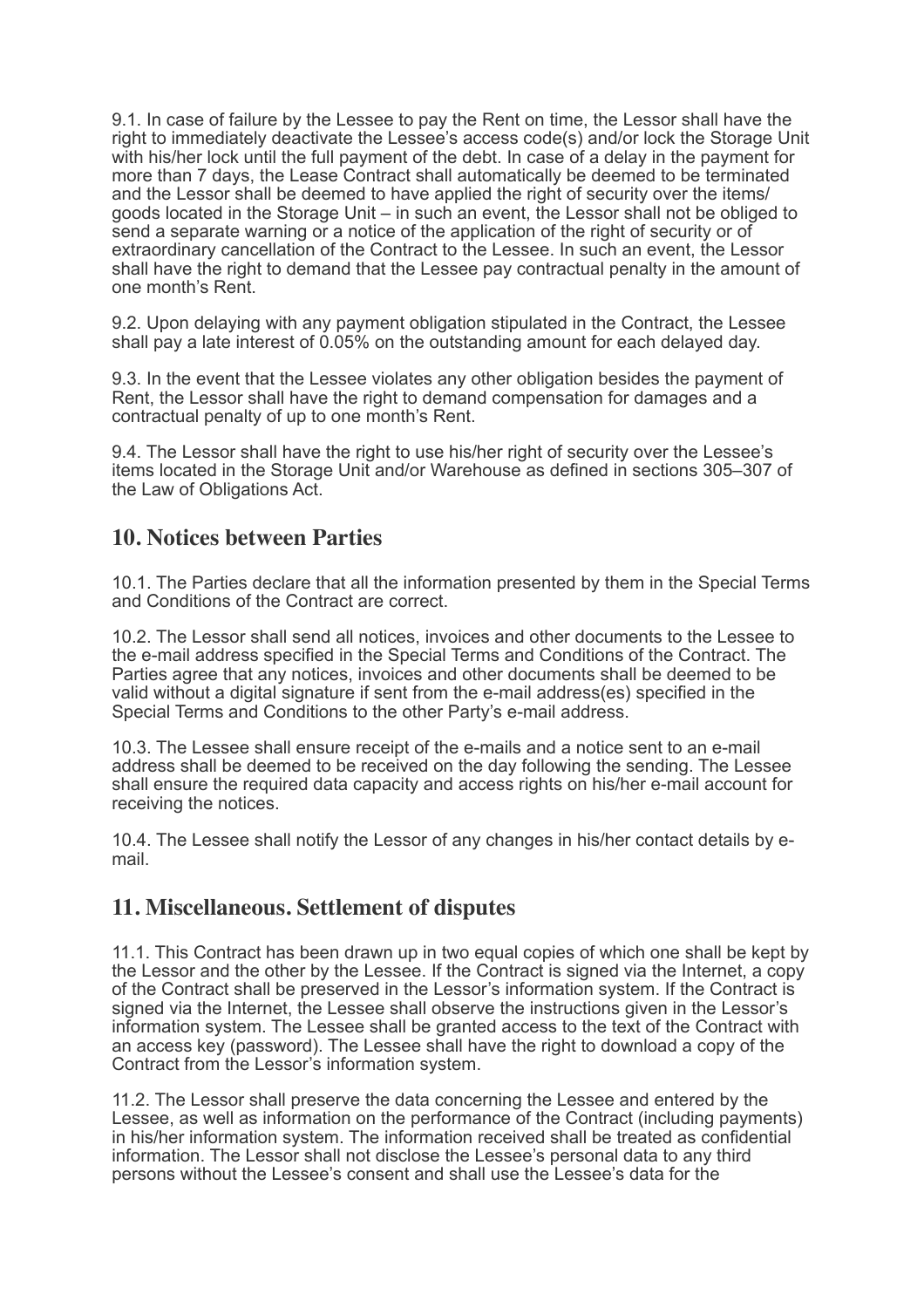9.1. In case of failure by the Lessee to pay the Rent on time, the Lessor shall have the right to immediately deactivate the Lessee's access code(s) and/or lock the Storage Unit with his/her lock until the full payment of the debt. In case of a delay in the payment for more than 7 days, the Lease Contract shall automatically be deemed to be terminated and the Lessor shall be deemed to have applied the right of security over the items/ goods located in the Storage Unit – in such an event, the Lessor shall not be obliged to send a separate warning or a notice of the application of the right of security or of extraordinary cancellation of the Contract to the Lessee. In such an event, the Lessor shall have the right to demand that the Lessee pay contractual penalty in the amount of one month's Rent.

9.2. Upon delaying with any payment obligation stipulated in the Contract, the Lessee shall pay a late interest of 0.05% on the outstanding amount for each delayed day.

9.3. In the event that the Lessee violates any other obligation besides the payment of Rent, the Lessor shall have the right to demand compensation for damages and a contractual penalty of up to one month's Rent.

9.4. The Lessor shall have the right to use his/her right of security over the Lessee's items located in the Storage Unit and/or Warehouse as defined in sections 305–307 of the Law of Obligations Act.

## 10. Notices between Parties

10.1. The Parties declare that all the information presented by them in the Special Terms and Conditions of the Contract are correct.

10.2. The Lessor shall send all notices, invoices and other documents to the Lessee to the e-mail address specified in the Special Terms and Conditions of the Contract. The Parties agree that any notices, invoices and other documents shall be deemed to be valid without a digital signature if sent from the e-mail address(es) specified in the Special Terms and Conditions to the other Party's e-mail address.

10.3. The Lessee shall ensure receipt of the e-mails and a notice sent to an e-mail address shall be deemed to be received on the day following the sending. The Lessee shall ensure the required data capacity and access rights on his/her e-mail account for receiving the notices.

10.4. The Lessee shall notify the Lessor of any changes in his/her contact details by e-mail.

## 11. Miscellaneous. Settlement of disputes

11.1. This Contract has been drawn up in two equal copies of which one shall be kept by the Lessor and the other by the Lessee. If the Contract is signed via the Internet, a copy of the Contract shall be preserved in the Lessor's information system. If the Contract is signed via the Internet, the Lessee shall observe the instructions given in the Lessor's information system. The Lessee shall be granted access to the text of the Contract with an access key (password). The Lessee shall have the right to download a copy of the Contract from the Lessor's information system.

11.2. The Lessor shall preserve the data concerning the Lessee and entered by the Lessee, as well as information on the performance of the Contract (including payments) in his/her information system. The information received shall be treated as confidential information. The Lessor shall not disclose the Lessee's personal data to any third persons without the Lessee's consent and shall use the Lessee's data for the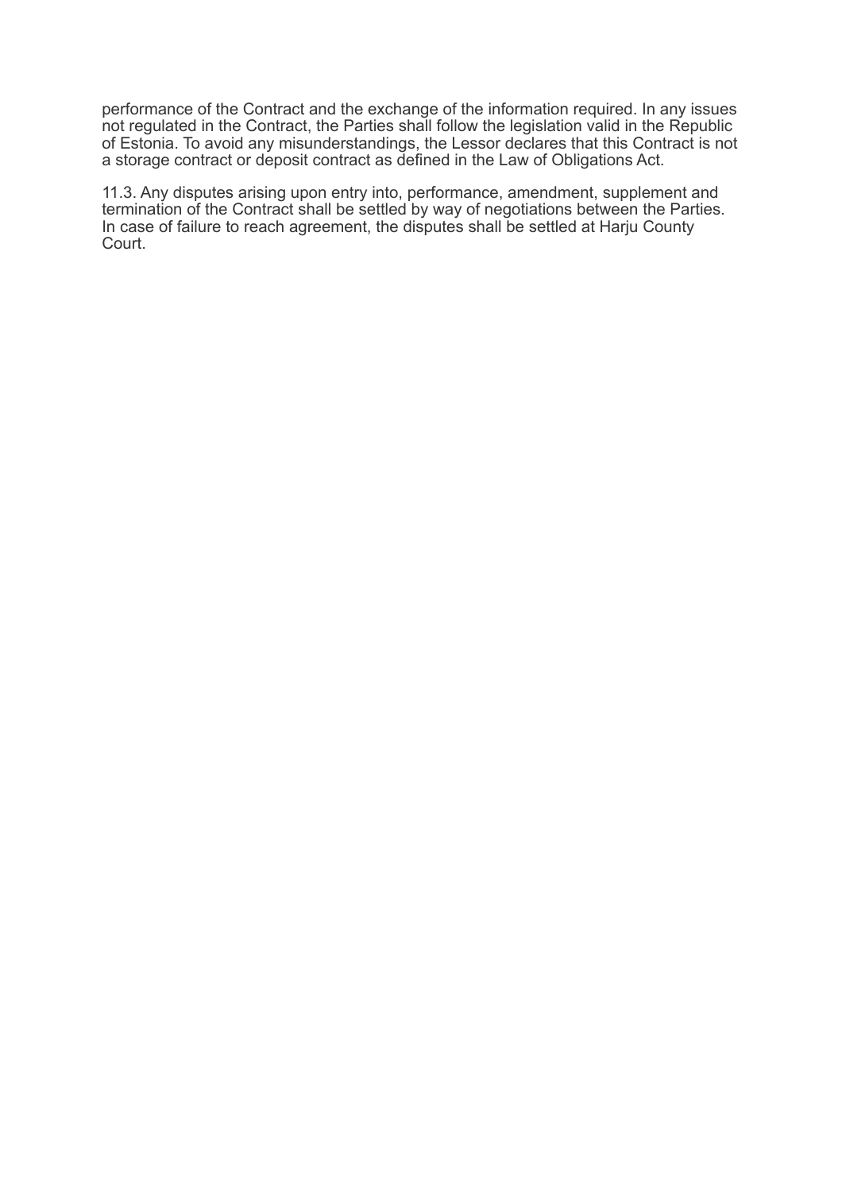performance of the Contract and the exchange of the information required. In any issues not regulated in the Contract, the Parties shall follow the legislation valid in the Republic of Estonia. To avoid any misunderstandings, the Lessor declares that this Contract is not a storage contract or deposit contract as defined in the Law of Obligations Act.

11.3. Any disputes arising upon entry into, performance, amendment, supplement and termination of the Contract shall be settled by way of negotiations between the Parties. In case of failure to reach agreement, the disputes shall be settled at Harju County Court.